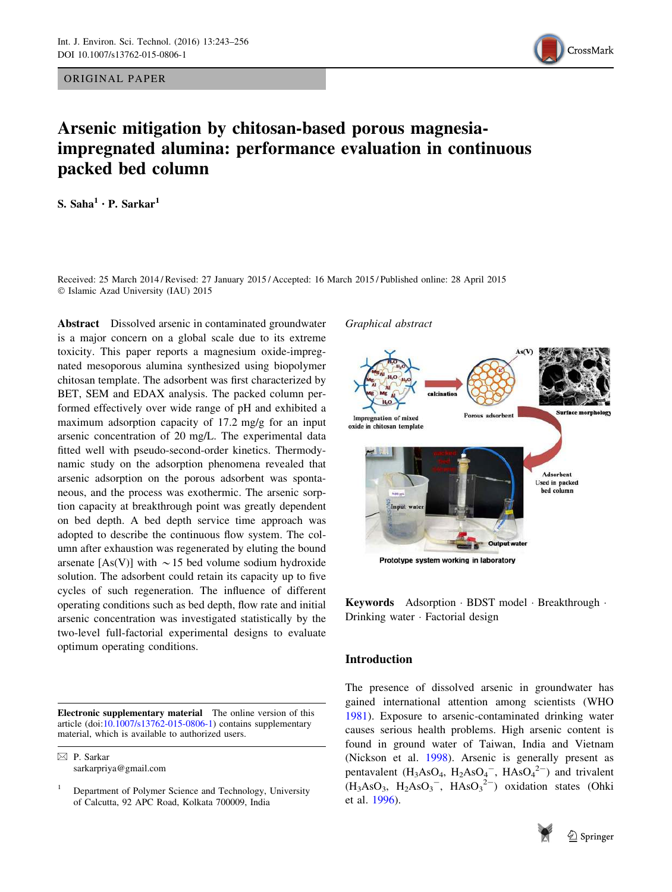ORIGINAL PAPER

# Arsenic mitigation by chitosan-based porous magnesia-impregnated alumina: performance evaluation in continuous packed bed column

**S. Saha[1] · P. Sarkar[1]**

Received: 25 March 2014 / Revised: 27 January 2015 / Accepted: 16 March 2015 / Published online: 28 April 2015
© Islamic Azad University (IAU) 2015

**Abstract** Dissolved arsenic in contaminated groundwater is a major concern on a global scale due to its extreme toxicity. This paper reports a magnesium oxide-impregnated mesoporous alumina synthesized using biopolymer chitosan template. The adsorbent was first characterized by BET, SEM and EDAX analysis. The packed column performed effectively over wide range of pH and exhibited a maximum adsorption capacity of 17.2 mg/g for an input arsenic concentration of 20 mg/L. The experimental data fitted well with pseudo-second-order kinetics. Thermodynamic study on the adsorption phenomena revealed that arsenic adsorption on the porous adsorbent was spontaneous, and the process was exothermic. The arsenic sorption capacity at breakthrough point was greatly dependent on bed depth. A bed depth service time approach was adopted to describe the continuous flow system. The column after exhaustion was regenerated by eluting the bound arsenate [As(V)] with ~15 bed volume sodium hydroxide solution. The adsorbent could retain its capacity up to five cycles of such regeneration. The influence of different operating conditions such as bed depth, flow rate and initial arsenic concentration was investigated statistically by the two-level full-factorial experimental designs to evaluate optimum operating conditions.

*Graphical abstract*

**Keywords** Adsorption · BDST model · Breakthrough · Drinking water · Factorial design

**Electronic supplementary material** The online version of this article (doi:10.1007/s13762-015-0806-1) contains supplementary material, which is available to authorized users.

✉ P. Sarkar
sarkarpriya@gmail.com

[1] Department of Polymer Science and Technology, University of Calcutta, 92 APC Road, Kolkata 700009, India

## Introduction

The presence of dissolved arsenic in groundwater has gained international attention among scientists (WHO 1981). Exposure to arsenic-contaminated drinking water causes serious health problems. High arsenic content is found in ground water of Taiwan, India and Vietnam (Nickson et al. 1998). Arsenic is generally present as pentavalent ($H_3AsO_4$, $H_2AsO_4^-$, $HAsO_4^{2-}$) and trivalent ($H_3AsO_3$, $H_2AsO_3^-$, $HAsO_3^{2-}$) oxidation states (Ohki et al. 1996).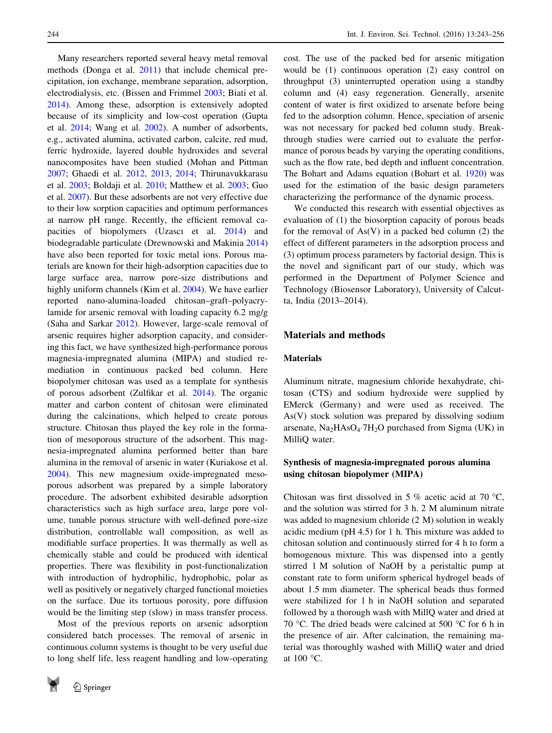Many researchers reported several heavy metal removal methods (Donga et al. 2011) that include chemical precipitation, ion exchange, membrane separation, adsorption, electrodialysis, etc. (Bissen and Frimmel 2003; Biati et al. 2014). Among these, adsorption is extensively adopted because of its simplicity and low-cost operation (Gupta et al. 2014; Wang et al. 2002). A number of adsorbents, e.g., activated alumina, activated carbon, calcite, red mud, ferric hydroxide, layered double hydroxides and several nanocomposites have been studied (Mohan and Pittman 2007; Ghaedi et al. 2012, 2013, 2014; Thirunavukkarasu et al. 2003; Boldaji et al. 2010; Matthew et al. 2003; Guo et al. 2007). But these adsorbents are not very effective due to their low sorption capacities and optimum performances at narrow pH range. Recently, the efficient removal capacities of biopolymers (Uzascı et al. 2014) and biodegradable particulate (Drewnowski and Makinia 2014) have also been reported for toxic metal ions. Porous materials are known for their high-adsorption capacities due to large surface area, narrow pore-size distributions and highly uniform channels (Kim et al. 2004). We have earlier reported nano-alumina-loaded chitosan–graft–polyacrylamide for arsenic removal with loading capacity 6.2 mg/g (Saha and Sarkar 2012). However, large-scale removal of arsenic requires higher adsorption capacity, and considering this fact, we have synthesized high-performance porous magnesia-impregnated alumina (MIPA) and studied remediation in continuous packed bed column. Here biopolymer chitosan was used as a template for synthesis of porous adsorbent (Zulfikar et al. 2014). The organic matter and carbon content of chitosan were eliminated during the calcinations, which helped to create porous structure. Chitosan thus played the key role in the formation of mesoporous structure of the adsorbent. This magnesia-impregnated alumina performed better than bare alumina in the removal of arsenic in water (Kuriakose et al. 2004). This new magnesium oxide-impregnated mesoporous adsorbent was prepared by a simple laboratory procedure. The adsorbent exhibited desirable adsorption characteristics such as high surface area, large pore volume, tunable porous structure with well-defined pore-size distribution, controllable wall composition, as well as modifiable surface properties. It was thermally as well as chemically stable and could be produced with identical properties. There was flexibility in post-functionalization with introduction of hydrophilic, hydrophobic, polar as well as positively or negatively charged functional moieties on the surface. Due its tortuous porosity, pore diffusion would be the limiting step (slow) in mass transfer process.

Most of the previous reports on arsenic adsorption considered batch processes. The removal of arsenic in continuous column systems is thought to be very useful due to long shelf life, less reagent handling and low-operating cost. The use of the packed bed for arsenic mitigation would be (1) continuous operation (2) easy control on throughput (3) uninterrupted operation using a standby column and (4) easy regeneration. Generally, arsenite content of water is first oxidized to arsenate before being fed to the adsorption column. Hence, speciation of arsenic was not necessary for packed bed column study. Breakthrough studies were carried out to evaluate the performance of porous beads by varying the operating conditions, such as the flow rate, bed depth and influent concentration. The Bohart and Adams equation (Bohart et al. 1920) was used for the estimation of the basic design parameters characterizing the performance of the dynamic process.

We conducted this research with essential objectives as evaluation of (1) the biosorption capacity of porous beads for the removal of As(V) in a packed bed column (2) the effect of different parameters in the adsorption process and (3) optimum process parameters by factorial design. This is the novel and significant part of our study, which was performed in the Department of Polymer Science and Technology (Biosensor Laboratory), University of Calcutta, India (2013–2014).

## Materials and methods

### Materials

Aluminum nitrate, magnesium chloride hexahydrate, chitosan (CTS) and sodium hydroxide were supplied by EMerck (Germany) and were used as received. The As(V) stock solution was prepared by dissolving sodium arsenate, $Na_2HAsO_4 \cdot 7H_2O$ purchased from Sigma (UK) in MilliQ water.

### Synthesis of magnesia-impregnated porous alumina using chitosan biopolymer (MIPA)

Chitosan was first dissolved in 5 % acetic acid at 70 °C, and the solution was stirred for 3 h. 2 M aluminum nitrate was added to magnesium chloride (2 M) solution in weakly acidic medium (pH 4.5) for 1 h. This mixture was added to chitosan solution and continuously stirred for 4 h to form a homogenous mixture. This was dispensed into a gently stirred 1 M solution of NaOH by a peristaltic pump at constant rate to form uniform spherical hydrogel beads of about 1.5 mm diameter. The spherical beads thus formed were stabilized for 1 h in NaOH solution and separated followed by a thorough wash with MillQ water and dried at 70 °C. The dried beads were calcined at 500 °C for 6 h in the presence of air. After calcination, the remaining material was thoroughly washed with MilliQ water and dried at 100 °C.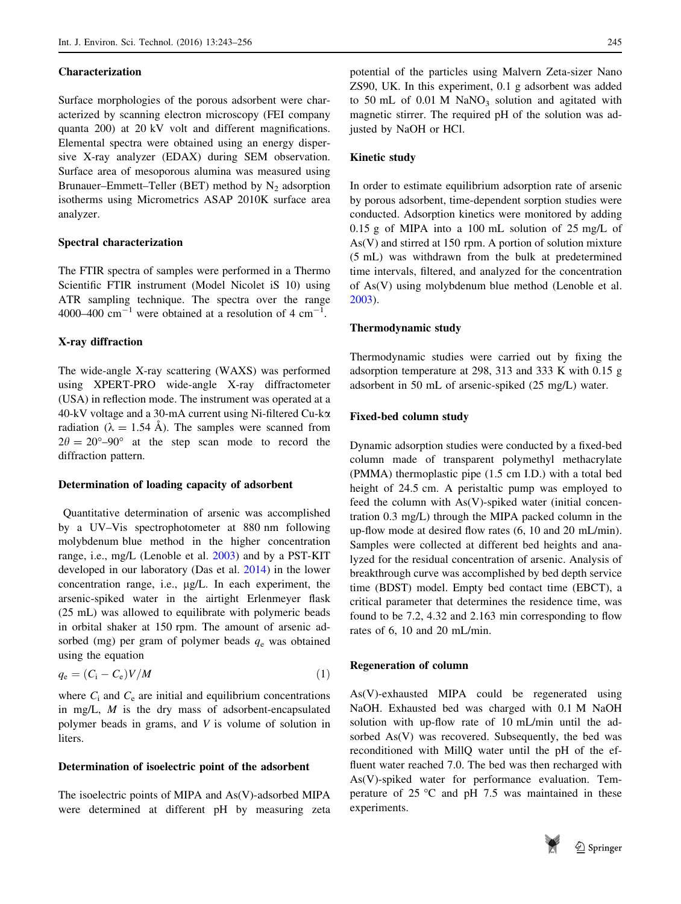### Characterization

Surface morphologies of the porous adsorbent were characterized by scanning electron microscopy (FEI company quanta 200) at 20 kV volt and different magnifications. Elemental spectra were obtained using an energy dispersive X-ray analyzer (EDAX) during SEM observation. Surface area of mesoporous alumina was measured using Brunauer–Emmett–Teller (BET) method by $N_2$ adsorption isotherms using Micrometrics ASAP 2010K surface area analyzer.

### Spectral characterization

The FTIR spectra of samples were performed in a Thermo Scientific FTIR instrument (Model Nicolet iS 10) using ATR sampling technique. The spectra over the range 4000–400 $cm^{-1}$ were obtained at a resolution of 4 $cm^{-1}$.

### X-ray diffraction

The wide-angle X-ray scattering (WAXS) was performed using XPERT-PRO wide-angle X-ray diffractometer (USA) in reflection mode. The instrument was operated at a 40-kV voltage and a 30-mA current using Ni-filtered Cu-kα radiation (λ = 1.54 Å). The samples were scanned from $2\theta = 20°–90°$ at the step scan mode to record the diffraction pattern.

### Determination of loading capacity of adsorbent

Quantitative determination of arsenic was accomplished by a UV–Vis spectrophotometer at 880 nm following molybdenum blue method in the higher concentration range, i.e., mg/L (Lenoble et al. 2003) and by a PST-KIT developed in our laboratory (Das et al. 2014) in the lower concentration range, i.e., µg/L. In each experiment, the arsenic-spiked water in the airtight Erlenmeyer flask (25 mL) was allowed to equilibrate with polymeric beads in orbital shaker at 150 rpm. The amount of arsenic adsorbed (mg) per gram of polymer beads $q_e$ was obtained using the equation

$$q_e = (C_i - C_e)V/M \tag{1}$$

where $C_i$ and $C_e$ are initial and equilibrium concentrations in mg/L, $M$ is the dry mass of adsorbent-encapsulated polymer beads in grams, and $V$ is volume of solution in liters.

### Determination of isoelectric point of the adsorbent

The isoelectric points of MIPA and As(V)-adsorbed MIPA were determined at different pH by measuring zeta potential of the particles using Malvern Zeta-sizer Nano ZS90, UK. In this experiment, 0.1 g adsorbent was added to 50 mL of 0.01 M $NaNO_3$ solution and agitated with magnetic stirrer. The required pH of the solution was adjusted by NaOH or HCl.

### Kinetic study

In order to estimate equilibrium adsorption rate of arsenic by porous adsorbent, time-dependent sorption studies were conducted. Adsorption kinetics were monitored by adding 0.15 g of MIPA into a 100 mL solution of 25 mg/L of As(V) and stirred at 150 rpm. A portion of solution mixture (5 mL) was withdrawn from the bulk at predetermined time intervals, filtered, and analyzed for the concentration of As(V) using molybdenum blue method (Lenoble et al. 2003).

### Thermodynamic study

Thermodynamic studies were carried out by fixing the adsorption temperature at 298, 313 and 333 K with 0.15 g adsorbent in 50 mL of arsenic-spiked (25 mg/L) water.

### Fixed-bed column study

Dynamic adsorption studies were conducted by a fixed-bed column made of transparent polymethyl methacrylate (PMMA) thermoplastic pipe (1.5 cm I.D.) with a total bed height of 24.5 cm. A peristaltic pump was employed to feed the column with As(V)-spiked water (initial concentration 0.3 mg/L) through the MIPA packed column in the up-flow mode at desired flow rates (6, 10 and 20 mL/min). Samples were collected at different bed heights and analyzed for the residual concentration of arsenic. Analysis of breakthrough curve was accomplished by bed depth service time (BDST) model. Empty bed contact time (EBCT), a critical parameter that determines the residence time, was found to be 7.2, 4.32 and 2.163 min corresponding to flow rates of 6, 10 and 20 mL/min.

### Regeneration of column

As(V)-exhausted MIPA could be regenerated using NaOH. Exhausted bed was charged with 0.1 M NaOH solution with up-flow rate of 10 mL/min until the adsorbed As(V) was recovered. Subsequently, the bed was reconditioned with MillQ water until the pH of the effluent water reached 7.0. The bed was then recharged with As(V)-spiked water for performance evaluation. Temperature of 25 °C and pH 7.5 was maintained in these experiments.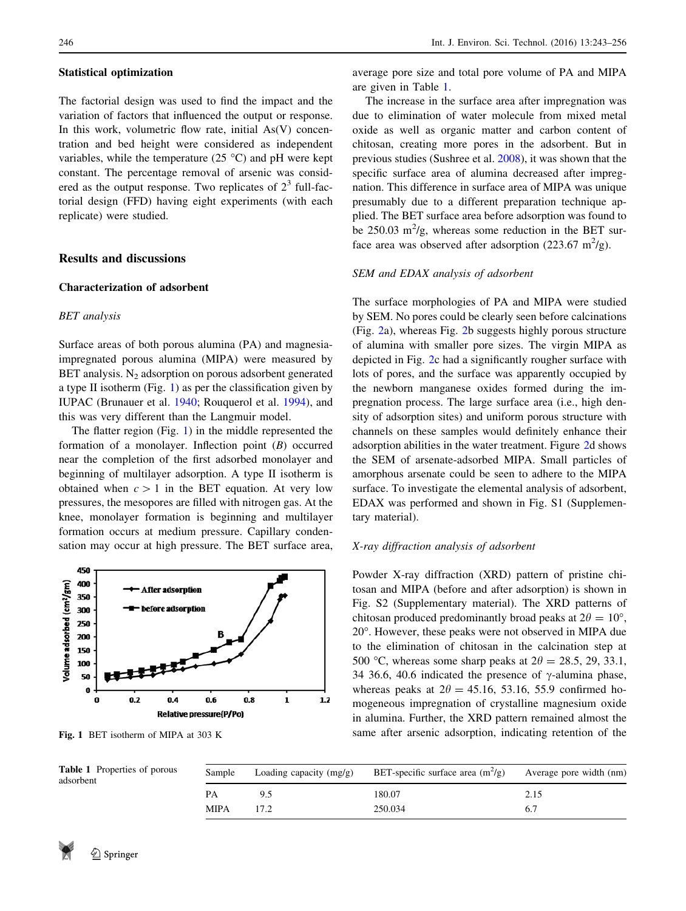### Statistical optimization

The factorial design was used to find the impact and the variation of factors that influenced the output or response. In this work, volumetric flow rate, initial As(V) concentration and bed height were considered as independent variables, while the temperature (25 °C) and pH were kept constant. The percentage removal of arsenic was considered as the output response. Two replicates of $2^3$ full-factorial design (FFD) having eight experiments (with each replicate) were studied.

## Results and discussions

### Characterization of adsorbent

#### *BET analysis*

Surface areas of both porous alumina (PA) and magnesia-impregnated porous alumina (MIPA) were measured by BET analysis. $N_2$ adsorption on porous adsorbent generated a type II isotherm (Fig. 1) as per the classification given by IUPAC (Brunauer et al. 1940; Rouquerol et al. 1994), and this was very different than the Langmuir model.

The flatter region (Fig. 1) in the middle represented the formation of a monolayer. Inflection point (*B*) occurred near the completion of the first adsorbed monolayer and beginning of multilayer adsorption. A type II isotherm is obtained when $c > 1$ in the BET equation. At very low pressures, the mesopores are filled with nitrogen gas. At the knee, monolayer formation is beginning and multilayer formation occurs at medium pressure. Capillary condensation may occur at high pressure. The BET surface area, average pore size and total pore volume of PA and MIPA are given in Table 1.

**Fig. 1** BET isotherm of MIPA at 303 K

The increase in the surface area after impregnation was due to elimination of water molecule from mixed metal oxide as well as organic matter and carbon content of chitosan, creating more pores in the adsorbent. But in previous studies (Sushree et al. 2008), it was shown that the specific surface area of alumina decreased after impregnation. This difference in surface area of MIPA was unique presumably due to a different preparation technique applied. The BET surface area before adsorption was found to be 250.03 $m^2/g$, whereas some reduction in the BET surface area was observed after adsorption (223.67 $m^2/g$).

#### *SEM and EDAX analysis of adsorbent*

The surface morphologies of PA and MIPA were studied by SEM. No pores could be clearly seen before calcinations (Fig. 2a), whereas Fig. 2b suggests highly porous structure of alumina with smaller pore sizes. The virgin MIPA as depicted in Fig. 2c had a significantly rougher surface with lots of pores, and the surface was apparently occupied by the newborn manganese oxides formed during the impregnation process. The large surface area (i.e., high density of adsorption sites) and uniform porous structure with channels on these samples would definitely enhance their adsorption abilities in the water treatment. Figure 2d shows the SEM of arsenate-adsorbed MIPA. Small particles of amorphous arsenate could be seen to adhere to the MIPA surface. To investigate the elemental analysis of adsorbent, EDAX was performed and shown in Fig. S1 (Supplementary material).

#### *X-ray diffraction analysis of adsorbent*

Powder X-ray diffraction (XRD) pattern of pristine chitosan and MIPA (before and after adsorption) is shown in Fig. S2 (Supplementary material). The XRD patterns of chitosan produced predominantly broad peaks at $2\theta = 10°$, 20°. However, these peaks were not observed in MIPA due to the elimination of chitosan in the calcination step at 500 °C, whereas some sharp peaks at $2\theta = 28.5$, 29, 33.1, 34 36.6, 40.6 indicated the presence of γ-alumina phase, whereas peaks at $2\theta = 45.16$, 53.16, 55.9 confirmed homogeneous impregnation of crystalline magnesium oxide in alumina. Further, the XRD pattern remained almost the same after arsenic adsorption, indicating retention of the

**Table 1** Properties of porous adsorbent

| Sample | Loading capacity (mg/g) | BET-specific surface area ($m^2/g$) | Average pore width (nm) |
|---|---|---|---|
| PA | 9.5 | 180.07 | 2.15 |
| MIPA | 17.2 | 250.034 | 6.7 |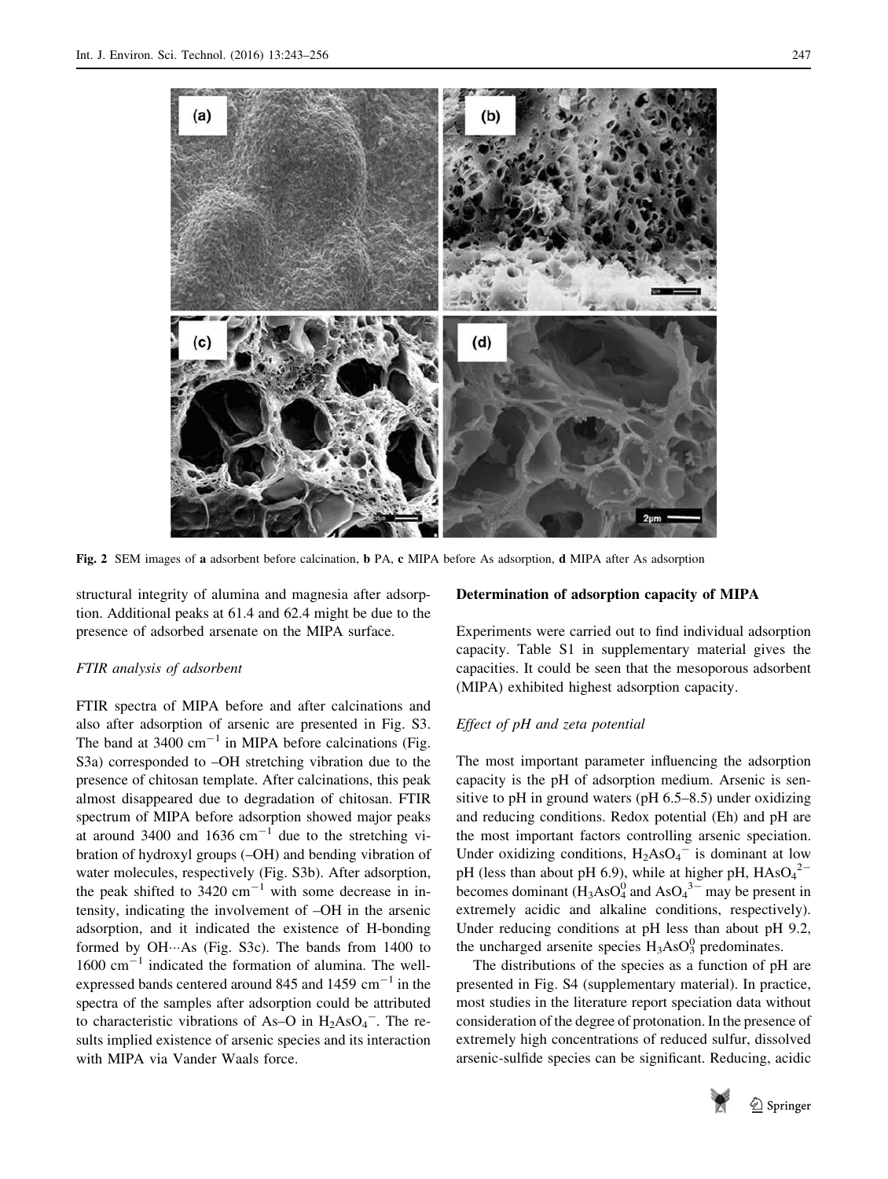Fig. 2 SEM images of **a** adsorbent before calcination, **b** PA, **c** MIPA before As adsorption, **d** MIPA after As adsorption

structural integrity of alumina and magnesia after adsorption. Additional peaks at 61.4 and 62.4 might be due to the presence of adsorbed arsenate on the MIPA surface.

*FTIR analysis of adsorbent*

FTIR spectra of MIPA before and after calcinations and also after adsorption of arsenic are presented in Fig. S3. The band at 3400 $cm^{-1}$ in MIPA before calcinations (Fig. S3a) corresponded to –OH stretching vibration due to the presence of chitosan template. After calcinations, this peak almost disappeared due to degradation of chitosan. FTIR spectrum of MIPA before adsorption showed major peaks at around 3400 and 1636 $cm^{-1}$ due to the stretching vibration of hydroxyl groups (–OH) and bending vibration of water molecules, respectively (Fig. S3b). After adsorption, the peak shifted to 3420 $cm^{-1}$ with some decrease in intensity, indicating the involvement of –OH in the arsenic adsorption, and it indicated the existence of H-bonding formed by OH···As (Fig. S3c). The bands from 1400 to 1600 $cm^{-1}$ indicated the formation of alumina. The well-expressed bands centered around 845 and 1459 $cm^{-1}$ in the spectra of the samples after adsorption could be attributed to characteristic vibrations of As–O in $H_2AsO_4^-$. The results implied existence of arsenic species and its interaction with MIPA via Vander Waals force.

### Determination of adsorption capacity of MIPA

Experiments were carried out to find individual adsorption capacity. Table S1 in supplementary material gives the capacities. It could be seen that the mesoporous adsorbent (MIPA) exhibited highest adsorption capacity.

*Effect of pH and zeta potential*

The most important parameter influencing the adsorption capacity is the pH of adsorption medium. Arsenic is sensitive to pH in ground waters (pH 6.5–8.5) under oxidizing and reducing conditions. Redox potential (Eh) and pH are the most important factors controlling arsenic speciation. Under oxidizing conditions, $H_2AsO_4^-$ is dominant at low pH (less than about pH 6.9), while at higher pH, $HAsO_4^{2-}$ becomes dominant ($H_3AsO_4^0$ and $AsO_4^{3-}$ may be present in extremely acidic and alkaline conditions, respectively). Under reducing conditions at pH less than about pH 9.2, the uncharged arsenite species $H_3AsO_3^0$ predominates.

The distributions of the species as a function of pH are presented in Fig. S4 (supplementary material). In practice, most studies in the literature report speciation data without consideration of the degree of protonation. In the presence of extremely high concentrations of reduced sulfur, dissolved arsenic-sulfide species can be significant. Reducing, acidic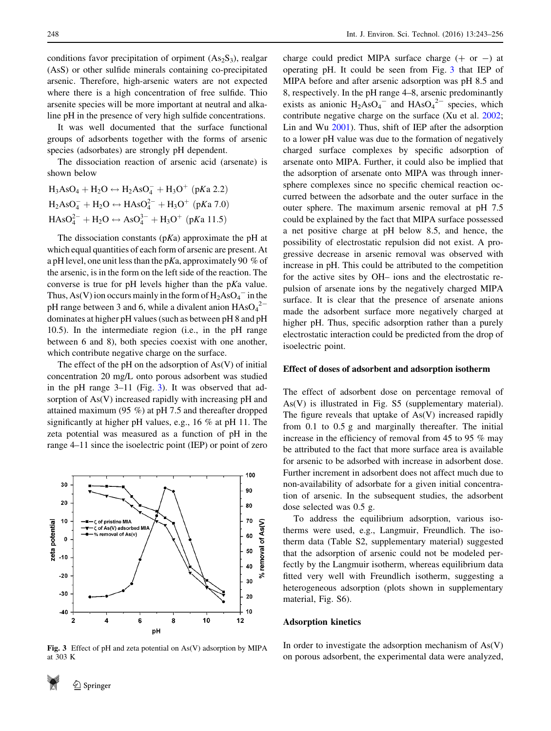conditions favor precipitation of orpiment ($As_2S_3$), realgar (AsS) or other sulfide minerals containing co-precipitated arsenic. Therefore, high-arsenic waters are not expected where there is a high concentration of free sulfide. Thio arsenite species will be more important at neutral and alkaline pH in the presence of very high sulfide concentrations.

It was well documented that the surface functional groups of adsorbents together with the forms of arsenic species (adsorbates) are strongly pH dependent.

The dissociation reaction of arsenic acid (arsenate) is shown below

$$H_3AsO_4 + H_2O \leftrightarrow H_2AsO_4^- + H_3O^+ \ (pKa\ 2.2)$$
$$H_2AsO_4^- + H_2O \leftrightarrow HAsO_4^{2-} + H_3O^+ \ (pKa\ 7.0)$$
$$HAsO_4^{2-} + H_2O \leftrightarrow AsO_4^{3-} + H_3O^+ \ (pKa\ 11.5)$$

The dissociation constants (p*K*a) approximate the pH at which equal quantities of each form of arsenic are present. At a pH level, one unit less than the p*K*a, approximately 90 % of the arsenic, is in the form on the left side of the reaction. The converse is true for pH levels higher than the p*K*a value. Thus, As(V) ion occurs mainly in the form of $H_2AsO_4^-$ in the pH range between 3 and 6, while a divalent anion $HAsO_4^{2-}$ dominates at higher pH values (such as between pH 8 and pH 10.5). In the intermediate region (i.e., in the pH range between 6 and 8), both species coexist with one another, which contribute negative charge on the surface.

The effect of the pH on the adsorption of As(V) of initial concentration 20 mg/L onto porous adsorbent was studied in the pH range 3–11 (Fig. 3). It was observed that adsorption of As(V) increased rapidly with increasing pH and attained maximum (95 %) at pH 7.5 and thereafter dropped significantly at higher pH values, e.g., 16 % at pH 11. The zeta potential was measured as a function of pH in the range 4–11 since the isoelectric point (IEP) or point of zero charge could predict MIPA surface charge (+ or −) at operating pH. It could be seen from Fig. 3 that IEP of MIPA before and after arsenic adsorption was pH 8.5 and 8, respectively. In the pH range 4–8, arsenic predominantly exists as anionic $H_2AsO_4^-$ and $HAsO_4^{2-}$ species, which contribute negative charge on the surface (Xu et al. 2002; Lin and Wu 2001). Thus, shift of IEP after the adsorption to a lower pH value was due to the formation of negatively charged surface complexes by specific adsorption of arsenate onto MIPA. Further, it could also be implied that the adsorption of arsenate onto MIPA was through inner-sphere complexes since no specific chemical reaction occurred between the adsorbate and the outer surface in the outer sphere. The maximum arsenic removal at pH 7.5 could be explained by the fact that MIPA surface possessed a net positive charge at pH below 8.5, and hence, the possibility of electrostatic repulsion did not exist. A progressive decrease in arsenic removal was observed with increase in pH. This could be attributed to the competition for the active sites by OH– ions and the electrostatic repulsion of arsenate ions by the negatively charged MIPA surface. It is clear that the presence of arsenate anions made the adsorbent surface more negatively charged at higher pH. Thus, specific adsorption rather than a purely electrostatic interaction could be predicted from the drop of isoelectric point.

Fig. 3 Effect of pH and zeta potential on As(V) adsorption by MIPA at 303 K

### Effect of doses of adsorbent and adsorption isotherm

The effect of adsorbent dose on percentage removal of As(V) is illustrated in Fig. S5 (supplementary material). The figure reveals that uptake of As(V) increased rapidly from 0.1 to 0.5 g and marginally thereafter. The initial increase in the efficiency of removal from 45 to 95 % may be attributed to the fact that more surface area is available for arsenic to be adsorbed with increase in adsorbent dose. Further increment in adsorbent does not affect much due to non-availability of adsorbate for a given initial concentration of arsenic. In the subsequent studies, the adsorbent dose selected was 0.5 g.

To address the equilibrium adsorption, various isotherms were used, e.g., Langmuir, Freundlich. The isotherm data (Table S2, supplementary material) suggested that the adsorption of arsenic could not be modeled perfectly by the Langmuir isotherm, whereas equilibrium data fitted very well with Freundlich isotherm, suggesting a heterogeneous adsorption (plots shown in supplementary material, Fig. S6).

### Adsorption kinetics

In order to investigate the adsorption mechanism of As(V) on porous adsorbent, the experimental data were analyzed,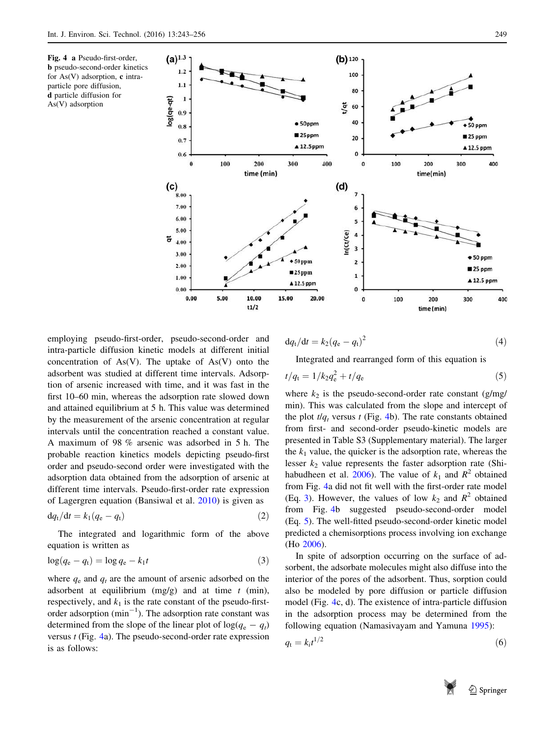Fig. 4 a Pseudo-first-order, b pseudo-second-order kinetics for As(V) adsorption, c intra-particle pore diffusion, d particle diffusion for As(V) adsorption

employing pseudo-first-order, pseudo-second-order and intra-particle diffusion kinetic models at different initial concentration of As(V). The uptake of As(V) onto the adsorbent was studied at different time intervals. Adsorption of arsenic increased with time, and it was fast in the first 10–60 min, whereas the adsorption rate slowed down and attained equilibrium at 5 h. This value was determined by the measurement of the arsenic concentration at regular intervals until the concentration reached a constant value. A maximum of 98 % arsenic was adsorbed in 5 h. The probable reaction kinetics models depicting pseudo-first order and pseudo-second order were investigated with the adsorption data obtained from the adsorption of arsenic at different time intervals. Pseudo-first-order rate expression of Lagergren equation (Bansiwal et al. 2010) is given as

$$dq_t/dt = k_1(q_e - q_t) \tag{2}$$

The integrated and logarithmic form of the above equation is written as

$$\log(q_e - q_t) = \log q_e - k_1 t \tag{3}$$

where $q_e$ and $q_t$ are the amount of arsenic adsorbed on the adsorbent at equilibrium (mg/g) and at time $t$ (min), respectively, and $k_1$ is the rate constant of the pseudo-first-order adsorption ($\text{min}^{-1}$). The adsorption rate constant was determined from the slope of the linear plot of $\log(q_e - q_t)$ versus $t$ (Fig. 4a). The pseudo-second-order rate expression is as follows:

$$dq_t/dt = k_2(q_e - q_t)^2 \tag{4}$$

Integrated and rearranged form of this equation is

$$t/q_t = 1/k_2 q_e^2 + t/q_e \tag{5}$$

where $k_2$ is the pseudo-second-order rate constant (g/mg/min). This was calculated from the slope and intercept of the plot $t/q_t$ versus $t$ (Fig. 4b). The rate constants obtained from first- and second-order pseudo-kinetic models are presented in Table S3 (Supplementary material). The larger the $k_1$ value, the quicker is the adsorption rate, whereas the lesser $k_2$ value represents the faster adsorption rate (Shihabudheen et al. 2006). The value of $k_1$ and $R^2$ obtained from Fig. 4a did not fit well with the first-order rate model (Eq. 3). However, the values of low $k_2$ and $R^2$ obtained from Fig. 4b suggested pseudo-second-order model (Eq. 5). The well-fitted pseudo-second-order kinetic model predicted a chemisorptions process involving ion exchange (Ho 2006).

In spite of adsorption occurring on the surface of adsorbent, the adsorbate molecules might also diffuse into the interior of the pores of the adsorbent. Thus, sorption could also be modeled by pore diffusion or particle diffusion model (Fig. 4c, d). The existence of intra-particle diffusion in the adsorption process may be determined from the following equation (Namasivayam and Yamuna 1995):

$$q_t = k_i t^{1/2} \tag{6}$$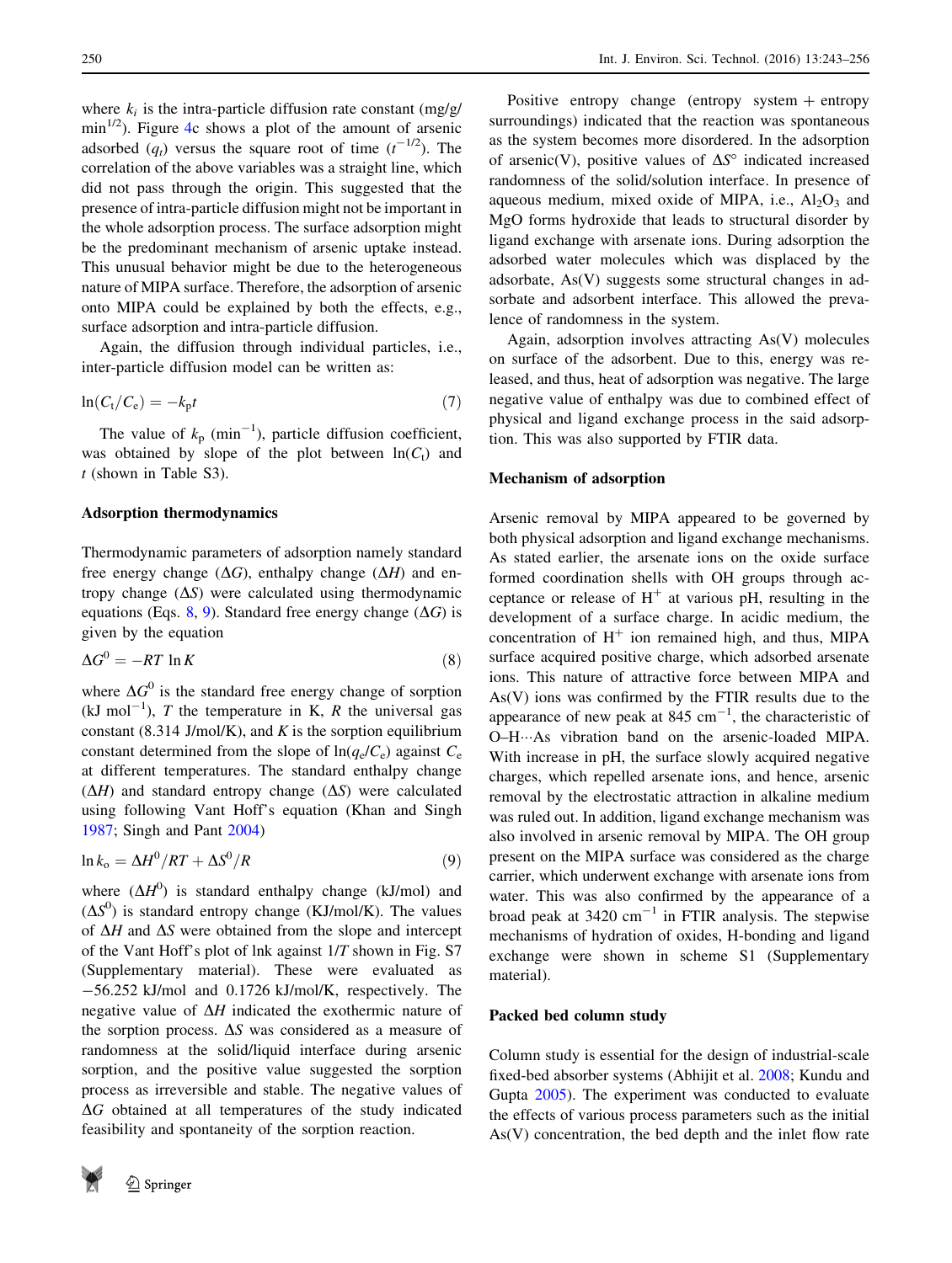where $k_i$ is the intra-particle diffusion rate constant (mg/g/min$^{1/2}$). Figure 4c shows a plot of the amount of arsenic adsorbed ($q_t$) versus the square root of time ($t^{-1/2}$). The correlation of the above variables was a straight line, which did not pass through the origin. This suggested that the presence of intra-particle diffusion might not be important in the whole adsorption process. The surface adsorption might be the predominant mechanism of arsenic uptake instead. This unusual behavior might be due to the heterogeneous nature of MIPA surface. Therefore, the adsorption of arsenic onto MIPA could be explained by both the effects, e.g., surface adsorption and intra-particle diffusion.

Again, the diffusion through individual particles, i.e., inter-particle diffusion model can be written as:

$$\ln(C_t/C_e) = -k_p t \tag{7}$$

The value of $k_p$ (min$^{-1}$), particle diffusion coefficient, was obtained by slope of the plot between $\ln(C_t)$ and $t$ (shown in Table S3).

### Adsorption thermodynamics

Thermodynamic parameters of adsorption namely standard free energy change ($\Delta G$), enthalpy change ($\Delta H$) and entropy change ($\Delta S$) were calculated using thermodynamic equations (Eqs. 8, 9). Standard free energy change ($\Delta G$) is given by the equation

$$\Delta G^0 = -RT \ln K \tag{8}$$

where $\Delta G^0$ is the standard free energy change of sorption (kJ mol$^{-1}$), $T$ the temperature in K, $R$ the universal gas constant (8.314 J/mol/K), and $K$ is the sorption equilibrium constant determined from the slope of $\ln(q_e/C_e)$ against $C_e$ at different temperatures. The standard enthalpy change ($\Delta H$) and standard entropy change ($\Delta S$) were calculated using following Vant Hoff's equation (Khan and Singh 1987; Singh and Pant 2004)

$$\ln k_o = \Delta H^0/RT + \Delta S^0/R \tag{9}$$

where ($\Delta H^0$) is standard enthalpy change (kJ/mol) and ($\Delta S^0$) is standard entropy change (KJ/mol/K). The values of $\Delta H$ and $\Delta S$ were obtained from the slope and intercept of the Vant Hoff's plot of lnk against $1/T$ shown in Fig. S7 (Supplementary material). These were evaluated as −56.252 kJ/mol and 0.1726 kJ/mol/K, respectively. The negative value of $\Delta H$ indicated the exothermic nature of the sorption process. $\Delta S$ was considered as a measure of randomness at the solid/liquid interface during arsenic sorption, and the positive value suggested the sorption process as irreversible and stable. The negative values of $\Delta G$ obtained at all temperatures of the study indicated feasibility and spontaneity of the sorption reaction.

Positive entropy change (entropy system + entropy surroundings) indicated that the reaction was spontaneous as the system becomes more disordered. In the adsorption of arsenic(V), positive values of $\Delta S°$ indicated increased randomness of the solid/solution interface. In presence of aqueous medium, mixed oxide of MIPA, i.e., $Al_2O_3$ and MgO forms hydroxide that leads to structural disorder by ligand exchange with arsenate ions. During adsorption the adsorbed water molecules which was displaced by the adsorbate, As(V) suggests some structural changes in adsorbate and adsorbent interface. This allowed the prevalence of randomness in the system.

Again, adsorption involves attracting As(V) molecules on surface of the adsorbent. Due to this, energy was released, and thus, heat of adsorption was negative. The large negative value of enthalpy was due to combined effect of physical and ligand exchange process in the said adsorption. This was also supported by FTIR data.

### Mechanism of adsorption

Arsenic removal by MIPA appeared to be governed by both physical adsorption and ligand exchange mechanisms. As stated earlier, the arsenate ions on the oxide surface formed coordination shells with OH groups through acceptance or release of $H^+$ at various pH, resulting in the development of a surface charge. In acidic medium, the concentration of $H^+$ ion remained high, and thus, MIPA surface acquired positive charge, which adsorbed arsenate ions. This nature of attractive force between MIPA and As(V) ions was confirmed by the FTIR results due to the appearance of new peak at 845 cm$^{-1}$, the characteristic of O–H···As vibration band on the arsenic-loaded MIPA. With increase in pH, the surface slowly acquired negative charges, which repelled arsenate ions, and hence, arsenic removal by the electrostatic attraction in alkaline medium was ruled out. In addition, ligand exchange mechanism was also involved in arsenic removal by MIPA. The OH group present on the MIPA surface was considered as the charge carrier, which underwent exchange with arsenate ions from water. This was also confirmed by the appearance of a broad peak at 3420 cm$^{-1}$ in FTIR analysis. The stepwise mechanisms of hydration of oxides, H-bonding and ligand exchange were shown in scheme S1 (Supplementary material).

### Packed bed column study

Column study is essential for the design of industrial-scale fixed-bed absorber systems (Abhijit et al. 2008; Kundu and Gupta 2005). The experiment was conducted to evaluate the effects of various process parameters such as the initial As(V) concentration, the bed depth and the inlet flow rate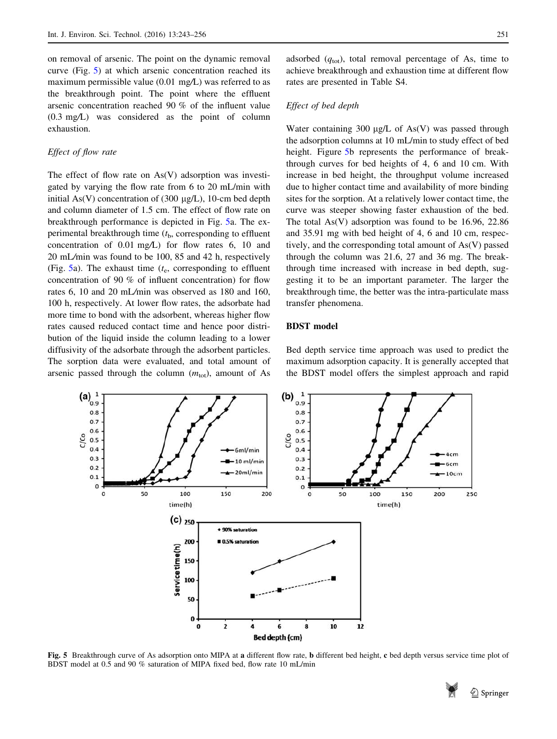on removal of arsenic. The point on the dynamic removal curve (Fig. 5) at which arsenic concentration reached its maximum permissible value (0.01 mg/L) was referred to as the breakthrough point. The point where the effluent arsenic concentration reached 90 % of the influent value (0.3 mg/L) was considered as the point of column exhaustion.

*Effect of flow rate*

The effect of flow rate on As(V) adsorption was investigated by varying the flow rate from 6 to 20 mL/min with initial As(V) concentration of (300 μg/L), 10-cm bed depth and column diameter of 1.5 cm. The effect of flow rate on breakthrough performance is depicted in Fig. 5a. The experimental breakthrough time ($t_b$, corresponding to effluent concentration of 0.01 mg/L) for flow rates 6, 10 and 20 mL/min was found to be 100, 85 and 42 h, respectively (Fig. 5a). The exhaust time ($t_e$, corresponding to effluent concentration of 90 % of influent concentration) for flow rates 6, 10 and 20 mL/min was observed as 180 and 160, 100 h, respectively. At lower flow rates, the adsorbate had more time to bond with the adsorbent, whereas higher flow rates caused reduced contact time and hence poor distribution of the liquid inside the column leading to a lower diffusivity of the adsorbate through the adsorbent particles. The sorption data were evaluated, and total amount of arsenic passed through the column ($m_{tot}$), amount of As adsorbed ($q_{tot}$), total removal percentage of As, time to achieve breakthrough and exhaustion time at different flow rates are presented in Table S4.

*Effect of bed depth*

Water containing 300 μg/L of As(V) was passed through the adsorption columns at 10 mL/min to study effect of bed height. Figure 5b represents the performance of breakthrough curves for bed heights of 4, 6 and 10 cm. With increase in bed height, the throughput volume increased due to higher contact time and availability of more binding sites for the sorption. At a relatively lower contact time, the curve was steeper showing faster exhaustion of the bed. The total As(V) adsorption was found to be 16.96, 22.86 and 35.91 mg with bed height of 4, 6 and 10 cm, respectively, and the corresponding total amount of As(V) passed through the column was 21.6, 27 and 36 mg. The breakthrough time increased with increase in bed depth, suggesting it to be an important parameter. The larger the breakthrough time, the better was the intra-particulate mass transfer phenomena.

## BDST model

Bed depth service time approach was used to predict the maximum adsorption capacity. It is generally accepted that the BDST model offers the simplest approach and rapid

**Fig. 5** Breakthrough curve of As adsorption onto MIPA at **a** different flow rate, **b** different bed height, **c** bed depth versus service time plot of BDST model at 0.5 and 90 % saturation of MIPA fixed bed, flow rate 10 mL/min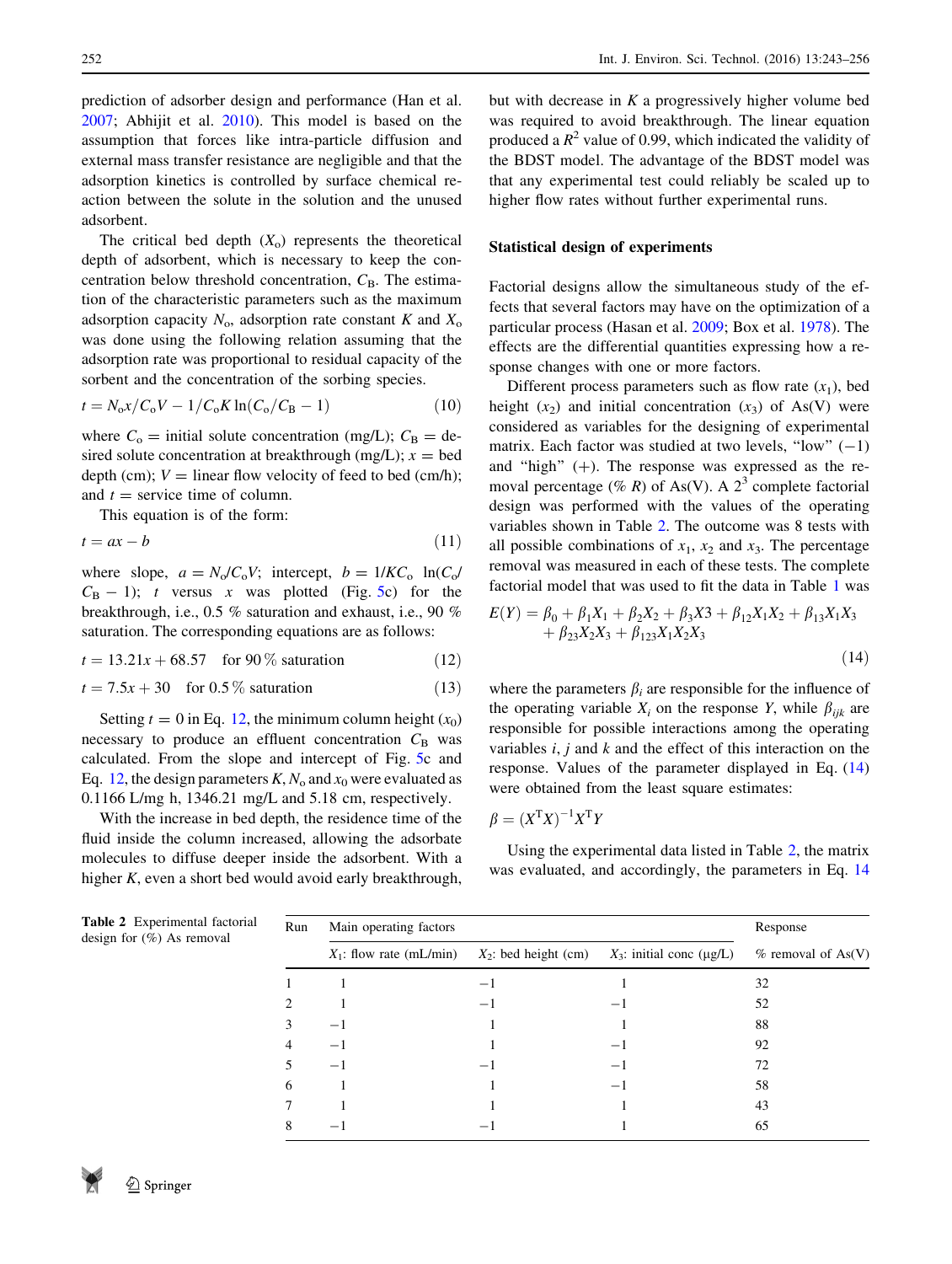prediction of adsorber design and performance (Han et al. 2007; Abhijit et al. 2010). This model is based on the assumption that forces like intra-particle diffusion and external mass transfer resistance are negligible and that the adsorption kinetics is controlled by surface chemical reaction between the solute in the solution and the unused adsorbent.

The critical bed depth ($X_o$) represents the theoretical depth of adsorbent, which is necessary to keep the concentration below threshold concentration, $C_B$. The estimation of the characteristic parameters such as the maximum adsorption capacity $N_o$, adsorption rate constant $K$ and $X_o$ was done using the following relation assuming that the adsorption rate was proportional to residual capacity of the sorbent and the concentration of the sorbing species.

$$t = N_o x / C_o V - 1/C_o K \ln(C_o/C_B - 1) \tag{10}$$

where $C_o$ = initial solute concentration (mg/L); $C_B$ = desired solute concentration at breakthrough (mg/L); $x$ = bed depth (cm); $V$ = linear flow velocity of feed to bed (cm/h); and $t$ = service time of column.

This equation is of the form:

$$t = ax - b \tag{11}$$

where slope, $a = N_o/C_oV$; intercept, $b = 1/KC_o \ \ln(C_o/C_B - 1)$; $t$ versus $x$ was plotted (Fig. 5c) for the breakthrough, i.e., 0.5 % saturation and exhaust, i.e., 90 % saturation. The corresponding equations are as follows:

$$t = 13.21x + 68.57 \quad \text{for } 90\,\% \text{ saturation} \tag{12}$$

$$t = 7.5x + 30 \quad \text{for } 0.5\,\% \text{ saturation} \tag{13}$$

Setting $t = 0$ in Eq. 12, the minimum column height ($x_0$) necessary to produce an effluent concentration $C_B$ was calculated. From the slope and intercept of Fig. 5c and Eq. 12, the design parameters $K$, $N_o$ and $x_0$ were evaluated as 0.1166 L/mg h, 1346.21 mg/L and 5.18 cm, respectively.

With the increase in bed depth, the residence time of the fluid inside the column increased, allowing the adsorbate molecules to diffuse deeper inside the adsorbent. With a higher $K$, even a short bed would avoid early breakthrough, but with decrease in $K$ a progressively higher volume bed was required to avoid breakthrough. The linear equation produced a $R^2$ value of 0.99, which indicated the validity of the BDST model. The advantage of the BDST model was that any experimental test could reliably be scaled up to higher flow rates without further experimental runs.

## Statistical design of experiments

Factorial designs allow the simultaneous study of the effects that several factors may have on the optimization of a particular process (Hasan et al. 2009; Box et al. 1978). The effects are the differential quantities expressing how a response changes with one or more factors.

Different process parameters such as flow rate ($x_1$), bed height ($x_2$) and initial concentration ($x_3$) of As(V) were considered as variables for the designing of experimental matrix. Each factor was studied at two levels, "low" (−1) and "high" (+). The response was expressed as the removal percentage (% $R$) of As(V). A $2^3$ complete factorial design was performed with the values of the operating variables shown in Table 2. The outcome was 8 tests with all possible combinations of $x_1$, $x_2$ and $x_3$. The percentage removal was measured in each of these tests. The complete factorial model that was used to fit the data in Table 1 was

$$E(Y) = \beta_0 + \beta_1 X_1 + \beta_2 X_2 + \beta_3 X3 + \beta_{12} X_1 X_2 + \beta_{13} X_1 X_3 + \beta_{23} X_2 X_3 + \beta_{123} X_1 X_2 X_3 \tag{14}$$

where the parameters $\beta_i$ are responsible for the influence of the operating variable $X_i$ on the response $Y$, while $\beta_{ijk}$ are responsible for possible interactions among the operating variables $i$, $j$ and $k$ and the effect of this interaction on the response. Values of the parameter displayed in Eq. (14) were obtained from the least square estimates:

$$\beta = (X^T X)^{-1} X^T Y$$

Using the experimental data listed in Table 2, the matrix was evaluated, and accordingly, the parameters in Eq. 14

**Table 2** Experimental factorial design for (%) As removal

| Run | Main operating factors | | | Response |
|---|---|---|---|---|
| | $X_1$: flow rate (mL/min) | $X_2$: bed height (cm) | $X_3$: initial conc (μg/L) | % removal of As(V) |
| 1 | 1 | −1 | 1 | 32 |
| 2 | 1 | −1 | −1 | 52 |
| 3 | −1 | 1 | 1 | 88 |
| 4 | −1 | 1 | −1 | 92 |
| 5 | −1 | −1 | −1 | 72 |
| 6 | 1 | 1 | −1 | 58 |
| 7 | 1 | 1 | 1 | 43 |
| 8 | −1 | −1 | 1 | 65 |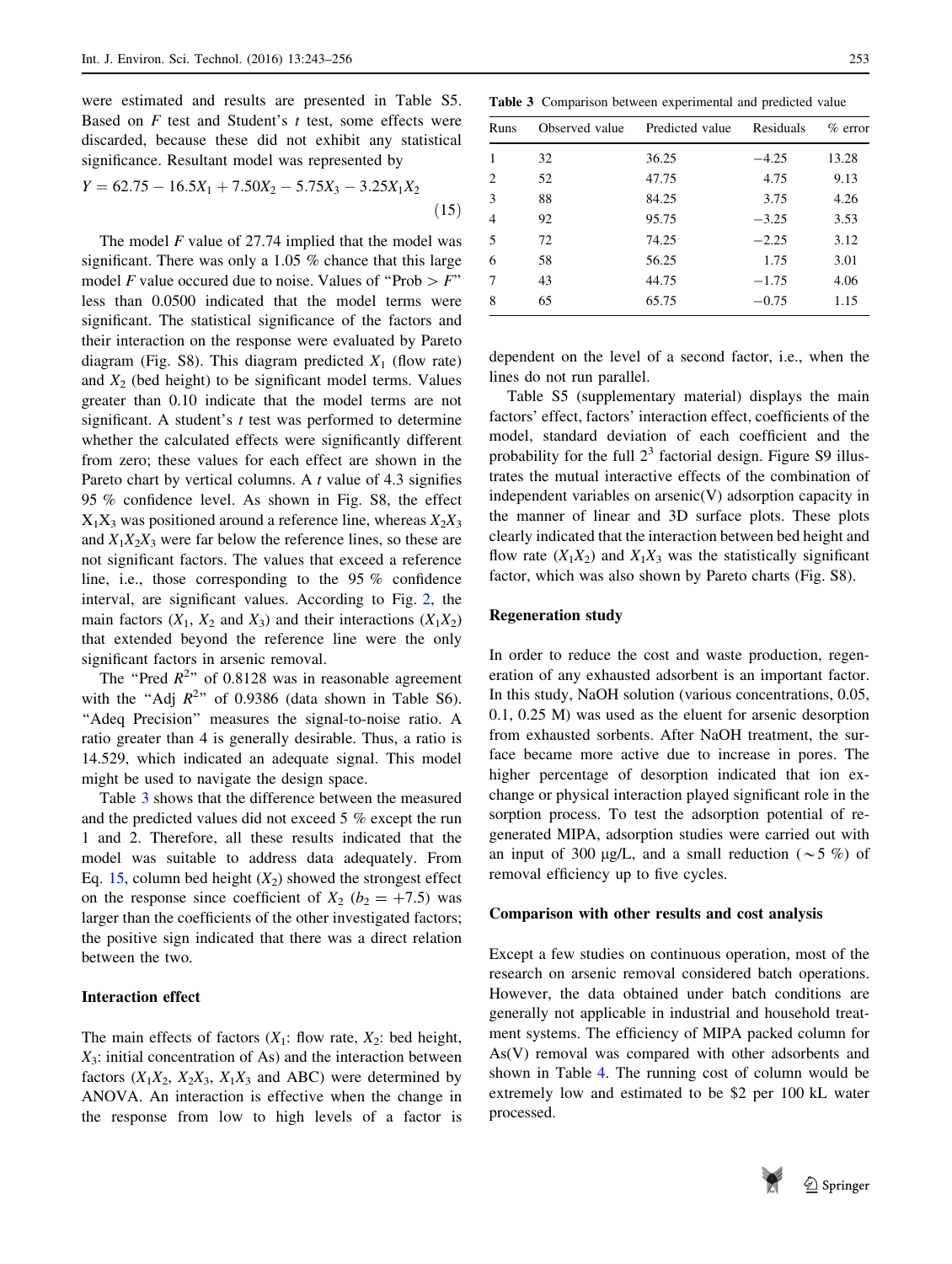were estimated and results are presented in Table S5. Based on $F$ test and Student's $t$ test, some effects were discarded, because these did not exhibit any statistical significance. Resultant model was represented by

$$Y = 62.75 - 16.5X_1 + 7.50X_2 - 5.75X_3 - 3.25X_1X_2 \tag{15}$$

The model $F$ value of 27.74 implied that the model was significant. There was only a 1.05 % chance that this large model $F$ value occured due to noise. Values of "Prob > $F$" less than 0.0500 indicated that the model terms were significant. The statistical significance of the factors and their interaction on the response were evaluated by Pareto diagram (Fig. S8). This diagram predicted $X_1$ (flow rate) and $X_2$ (bed height) to be significant model terms. Values greater than 0.10 indicate that the model terms are not significant. A student's $t$ test was performed to determine whether the calculated effects were significantly different from zero; these values for each effect are shown in the Pareto chart by vertical columns. A $t$ value of 4.3 signifies 95 % confidence level. As shown in Fig. S8, the effect $X_1X_3$ was positioned around a reference line, whereas $X_2X_3$ and $X_1X_2X_3$ were far below the reference lines, so these are not significant factors. The values that exceed a reference line, i.e., those corresponding to the 95 % confidence interval, are significant values. According to Fig. 2, the main factors ($X_1$, $X_2$ and $X_3$) and their interactions ($X_1X_2$) that extended beyond the reference line were the only significant factors in arsenic removal.

The "Pred $R^2$" of 0.8128 was in reasonable agreement with the "Adj $R^2$" of 0.9386 (data shown in Table S6). "Adeq Precision" measures the signal-to-noise ratio. A ratio greater than 4 is generally desirable. Thus, a ratio is 14.529, which indicated an adequate signal. This model might be used to navigate the design space.

Table 3 shows that the difference between the measured and the predicted values did not exceed 5 % except the run 1 and 2. Therefore, all these results indicated that the model was suitable to address data adequately. From Eq. 15, column bed height ($X_2$) showed the strongest effect on the response since coefficient of $X_2$ ($b_2 = +7.5$) was larger than the coefficients of the other investigated factors; the positive sign indicated that there was a direct relation between the two.

### Interaction effect

The main effects of factors ($X_1$: flow rate, $X_2$: bed height, $X_3$: initial concentration of As) and the interaction between factors ($X_1X_2$, $X_2X_3$, $X_1X_3$ and ABC) were determined by ANOVA. An interaction is effective when the change in the response from low to high levels of a factor is dependent on the level of a second factor, i.e., when the lines do not run parallel.

**Table 3** Comparison between experimental and predicted value

| Runs | Observed value | Predicted value | Residuals | % error |
|---|---|---|---|---|
| 1 | 32 | 36.25 | −4.25 | 13.28 |
| 2 | 52 | 47.75 | 4.75 | 9.13 |
| 3 | 88 | 84.25 | 3.75 | 4.26 |
| 4 | 92 | 95.75 | −3.25 | 3.53 |
| 5 | 72 | 74.25 | −2.25 | 3.12 |
| 6 | 58 | 56.25 | 1.75 | 3.01 |
| 7 | 43 | 44.75 | −1.75 | 4.06 |
| 8 | 65 | 65.75 | −0.75 | 1.15 |

Table S5 (supplementary material) displays the main factors' effect, factors' interaction effect, coefficients of the model, standard deviation of each coefficient and the probability for the full $2^3$ factorial design. Figure S9 illustrates the mutual interactive effects of the combination of independent variables on arsenic(V) adsorption capacity in the manner of linear and 3D surface plots. These plots clearly indicated that the interaction between bed height and flow rate ($X_1X_2$) and $X_1X_3$ was the statistically significant factor, which was also shown by Pareto charts (Fig. S8).

### Regeneration study

In order to reduce the cost and waste production, regeneration of any exhausted adsorbent is an important factor. In this study, NaOH solution (various concentrations, 0.05, 0.1, 0.25 M) was used as the eluent for arsenic desorption from exhausted sorbents. After NaOH treatment, the surface became more active due to increase in pores. The higher percentage of desorption indicated that ion exchange or physical interaction played significant role in the sorption process. To test the adsorption potential of regenerated MIPA, adsorption studies were carried out with an input of 300 μg/L, and a small reduction (~5 %) of removal efficiency up to five cycles.

### Comparison with other results and cost analysis

Except a few studies on continuous operation, most of the research on arsenic removal considered batch operations. However, the data obtained under batch conditions are generally not applicable in industrial and household treatment systems. The efficiency of MIPA packed column for As(V) removal was compared with other adsorbents and shown in Table 4. The running cost of column would be extremely low and estimated to be $2 per 100 kL water processed.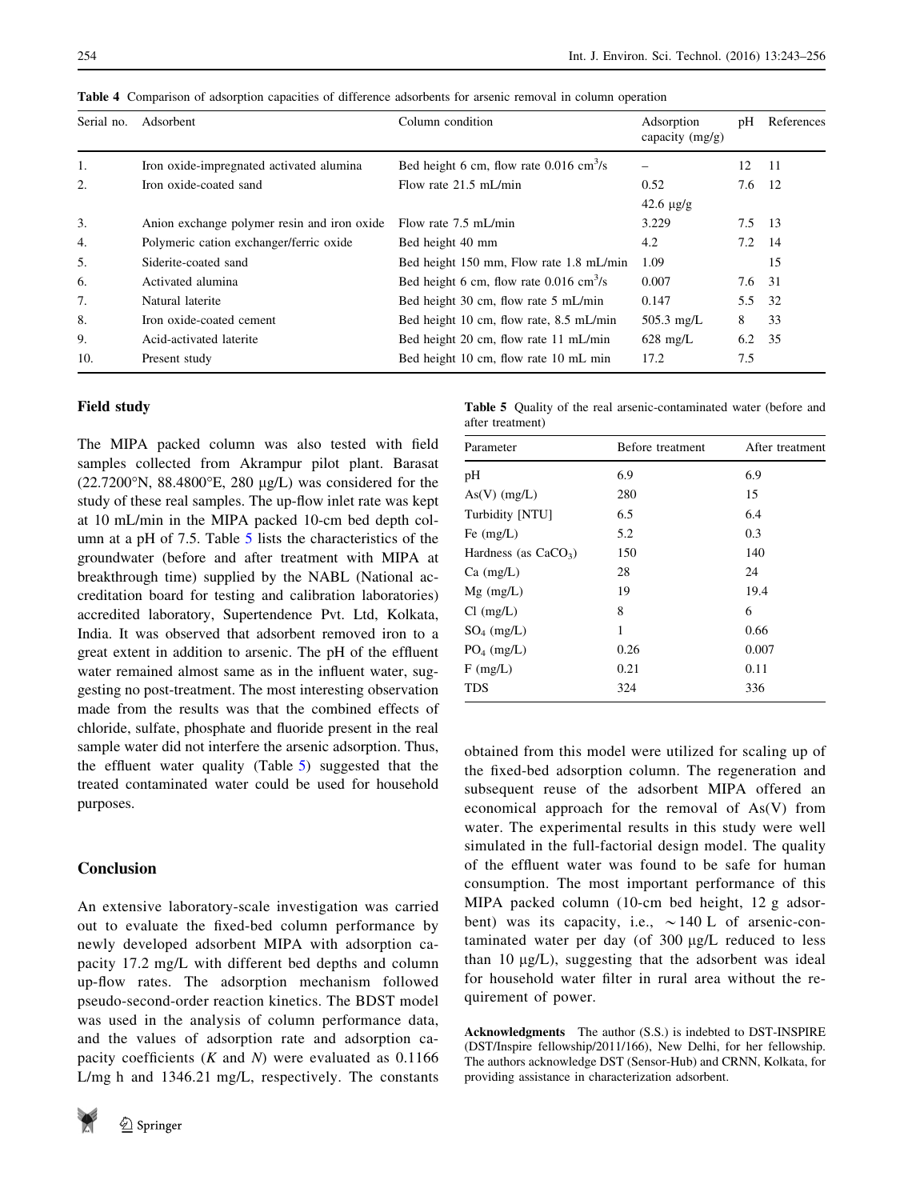**Table 4** Comparison of adsorption capacities of difference adsorbents for arsenic removal in column operation

| Serial no. | Adsorbent | Column condition | Adsorption capacity (mg/g) | pH | References |
|---|---|---|---|---|---|
| 1. | Iron oxide-impregnated activated alumina | Bed height 6 cm, flow rate 0.016 $cm^3$/s | – | 12 | 11 |
| 2. | Iron oxide-coated sand | Flow rate 21.5 mL/min | 0.52 | 7.6 | 12 |
| | | | 42.6 μg/g | | |
| 3. | Anion exchange polymer resin and iron oxide | Flow rate 7.5 mL/min | 3.229 | 7.5 | 13 |
| 4. | Polymeric cation exchanger/ferric oxide | Bed height 40 mm | 4.2 | 7.2 | 14 |
| 5. | Siderite-coated sand | Bed height 150 mm, Flow rate 1.8 mL/min | 1.09 | | 15 |
| 6. | Activated alumina | Bed height 6 cm, flow rate 0.016 $cm^3$/s | 0.007 | 7.6 | 31 |
| 7. | Natural laterite | Bed height 30 cm, flow rate 5 mL/min | 0.147 | 5.5 | 32 |
| 8. | Iron oxide-coated cement | Bed height 10 cm, flow rate, 8.5 mL/min | 505.3 mg/L | 8 | 33 |
| 9. | Acid-activated laterite | Bed height 20 cm, flow rate 11 mL/min | 628 mg/L | 6.2 | 35 |
| 10. | Present study | Bed height 10 cm, flow rate 10 mL min | 17.2 | 7.5 | |

## Field study

The MIPA packed column was also tested with field samples collected from Akrampur pilot plant. Barasat (22.7200°N, 88.4800°E, 280 μg/L) was considered for the study of these real samples. The up-flow inlet rate was kept at 10 mL/min in the MIPA packed 10-cm bed depth column at a pH of 7.5. Table 5 lists the characteristics of the groundwater (before and after treatment with MIPA at breakthrough time) supplied by the NABL (National accreditation board for testing and calibration laboratories) accredited laboratory, Supertendence Pvt. Ltd, Kolkata, India. It was observed that adsorbent removed iron to a great extent in addition to arsenic. The pH of the effluent water remained almost same as in the influent water, suggesting no post-treatment. The most interesting observation made from the results was that the combined effects of chloride, sulfate, phosphate and fluoride present in the real sample water did not interfere the arsenic adsorption. Thus, the effluent water quality (Table 5) suggested that the treated contaminated water could be used for household purposes.

**Table 5** Quality of the real arsenic-contaminated water (before and after treatment)

| Parameter | Before treatment | After treatment |
|---|---|---|
| pH | 6.9 | 6.9 |
| As(V) (mg/L) | 280 | 15 |
| Turbidity [NTU] | 6.5 | 6.4 |
| Fe (mg/L) | 5.2 | 0.3 |
| Hardness (as $CaCO_3$) | 150 | 140 |
| Ca (mg/L) | 28 | 24 |
| Mg (mg/L) | 19 | 19.4 |
| Cl (mg/L) | 8 | 6 |
| $SO_4$ (mg/L) | 1 | 0.66 |
| $PO_4$ (mg/L) | 0.26 | 0.007 |
| F (mg/L) | 0.21 | 0.11 |
| TDS | 324 | 336 |

## Conclusion

An extensive laboratory-scale investigation was carried out to evaluate the fixed-bed column performance by newly developed adsorbent MIPA with adsorption capacity 17.2 mg/L with different bed depths and column up-flow rates. The adsorption mechanism followed pseudo-second-order reaction kinetics. The BDST model was used in the analysis of column performance data, and the values of adsorption rate and adsorption capacity coefficients ($K$ and $N$) were evaluated as 0.1166 L/mg h and 1346.21 mg/L, respectively. The constants obtained from this model were utilized for scaling up of the fixed-bed adsorption column. The regeneration and subsequent reuse of the adsorbent MIPA offered an economical approach for the removal of As(V) from water. The experimental results in this study were well simulated in the full-factorial design model. The quality of the effluent water was found to be safe for human consumption. The most important performance of this MIPA packed column (10-cm bed height, 12 g adsorbent) was its capacity, i.e., ~140 L of arsenic-contaminated water per day (of 300 μg/L reduced to less than 10 μg/L), suggesting that the adsorbent was ideal for household water filter in rural area without the requirement of power.

**Acknowledgments** The author (S.S.) is indebted to DST-INSPIRE (DST/Inspire fellowship/2011/166), New Delhi, for her fellowship. The authors acknowledge DST (Sensor-Hub) and CRNN, Kolkata, for providing assistance in characterization adsorbent.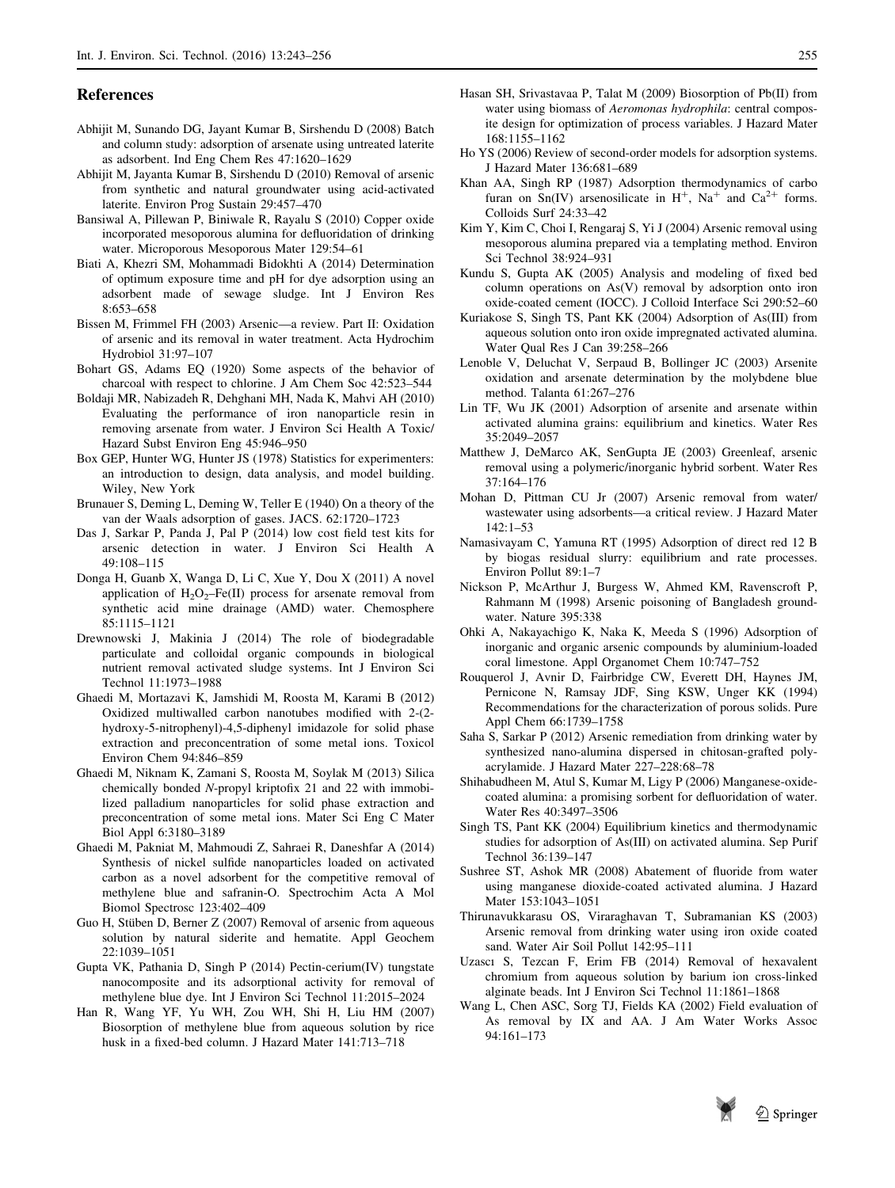## References

Abhijit M, Sunando DG, Jayant Kumar B, Sirshendu D (2008) Batch and column study: adsorption of arsenate using untreated laterite as adsorbent. Ind Eng Chem Res 47:1620–1629

Abhijit M, Jayanta Kumar B, Sirshendu D (2010) Removal of arsenic from synthetic and natural groundwater using acid-activated laterite. Environ Prog Sustain 29:457–470

Bansiwal A, Pillewan P, Biniwale R, Rayalu S (2010) Copper oxide incorporated mesoporous alumina for defluoridation of drinking water. Microporous Mesoporous Mater 129:54–61

Biati A, Khezri SM, Mohammadi Bidokhti A (2014) Determination of optimum exposure time and pH for dye adsorption using an adsorbent made of sewage sludge. Int J Environ Res 8:653–658

Bissen M, Frimmel FH (2003) Arsenic—a review. Part II: Oxidation of arsenic and its removal in water treatment. Acta Hydrochim Hydrobiol 31:97–107

Bohart GS, Adams EQ (1920) Some aspects of the behavior of charcoal with respect to chlorine. J Am Chem Soc 42:523–544

Boldaji MR, Nabizadeh R, Dehghani MH, Nada K, Mahvi AH (2010) Evaluating the performance of iron nanoparticle resin in removing arsenate from water. J Environ Sci Health A Toxic/Hazard Subst Environ Eng 45:946–950

Box GEP, Hunter WG, Hunter JS (1978) Statistics for experimenters: an introduction to design, data analysis, and model building. Wiley, New York

Brunauer S, Deming L, Deming W, Teller E (1940) On a theory of the van der Waals adsorption of gases. JACS. 62:1720–1723

Das J, Sarkar P, Panda J, Pal P (2014) low cost field test kits for arsenic detection in water. J Environ Sci Health A 49:108–115

Donga H, Guanb X, Wanga D, Li C, Xue Y, Dou X (2011) A novel application of $H_2O_2$–Fe(II) process for arsenate removal from synthetic acid mine drainage (AMD) water. Chemosphere 85:1115–1121

Drewnowski J, Makinia J (2014) The role of biodegradable particulate and colloidal organic compounds in biological nutrient removal activated sludge systems. Int J Environ Sci Technol 11:1973–1988

Ghaedi M, Mortazavi K, Jamshidi M, Roosta M, Karami B (2012) Oxidized multiwalled carbon nanotubes modified with 2-(2-hydroxy-5-nitrophenyl)-4,5-diphenyl imidazole for solid phase extraction and preconcentration of some metal ions. Toxicol Environ Chem 94:846–859

Ghaedi M, Niknam K, Zamani S, Roosta M, Soylak M (2013) Silica chemically bonded *N*-propyl kriptofix 21 and 22 with immobilized palladium nanoparticles for solid phase extraction and preconcentration of some metal ions. Mater Sci Eng C Mater Biol Appl 6:3180–3189

Ghaedi M, Pakniat M, Mahmoudi Z, Sahraei R, Daneshfar A (2014) Synthesis of nickel sulfide nanoparticles loaded on activated carbon as a novel adsorbent for the competitive removal of methylene blue and safranin-O. Spectrochim Acta A Mol Biomol Spectrosc 123:402–409

Guo H, Stüben D, Berner Z (2007) Removal of arsenic from aqueous solution by natural siderite and hematite. Appl Geochem 22:1039–1051

Gupta VK, Pathania D, Singh P (2014) Pectin-cerium(IV) tungstate nanocomposite and its adsorptional activity for removal of methylene blue dye. Int J Environ Sci Technol 11:2015–2024

Han R, Wang YF, Yu WH, Zou WH, Shi H, Liu HM (2007) Biosorption of methylene blue from aqueous solution by rice husk in a fixed-bed column. J Hazard Mater 141:713–718

Hasan SH, Srivastavaa P, Talat M (2009) Biosorption of Pb(II) from water using biomass of *Aeromonas hydrophila*: central composite design for optimization of process variables. J Hazard Mater 168:1155–1162

Ho YS (2006) Review of second-order models for adsorption systems. J Hazard Mater 136:681–689

Khan AA, Singh RP (1987) Adsorption thermodynamics of carbo furan on Sn(IV) arsenosilicate in $H^+$, $Na^+$ and $Ca^{2+}$ forms. Colloids Surf 24:33–42

Kim Y, Kim C, Choi I, Rengaraj S, Yi J (2004) Arsenic removal using mesoporous alumina prepared via a templating method. Environ Sci Technol 38:924–931

Kundu S, Gupta AK (2005) Analysis and modeling of fixed bed column operations on As(V) removal by adsorption onto iron oxide-coated cement (IOCC). J Colloid Interface Sci 290:52–60

Kuriakose S, Singh TS, Pant KK (2004) Adsorption of As(III) from aqueous solution onto iron oxide impregnated activated alumina. Water Qual Res J Can 39:258–266

Lenoble V, Deluchat V, Serpaud B, Bollinger JC (2003) Arsenite oxidation and arsenate determination by the molybdene blue method. Talanta 61:267–276

Lin TF, Wu JK (2001) Adsorption of arsenite and arsenate within activated alumina grains: equilibrium and kinetics. Water Res 35:2049–2057

Matthew J, DeMarco AK, SenGupta JE (2003) Greenleaf, arsenic removal using a polymeric/inorganic hybrid sorbent. Water Res 37:164–176

Mohan D, Pittman CU Jr (2007) Arsenic removal from water/wastewater using adsorbents—a critical review. J Hazard Mater 142:1–53

Namasivayam C, Yamuna RT (1995) Adsorption of direct red 12 B by biogas residual slurry: equilibrium and rate processes. Environ Pollut 89:1–7

Nickson P, McArthur J, Burgess W, Ahmed KM, Ravenscroft P, Rahmann M (1998) Arsenic poisoning of Bangladesh groundwater. Nature 395:338

Ohki A, Nakayachigo K, Naka K, Meeda S (1996) Adsorption of inorganic and organic arsenic compounds by aluminium-loaded coral limestone. Appl Organomet Chem 10:747–752

Rouquerol J, Avnir D, Fairbridge CW, Everett DH, Haynes JM, Pernicone N, Ramsay JDF, Sing KSW, Unger KK (1994) Recommendations for the characterization of porous solids. Pure Appl Chem 66:1739–1758

Saha S, Sarkar P (2012) Arsenic remediation from drinking water by synthesized nano-alumina dispersed in chitosan-grafted polyacrylamide. J Hazard Mater 227–228:68–78

Shihabudheen M, Atul S, Kumar M, Ligy P (2006) Manganese-oxide-coated alumina: a promising sorbent for defluoridation of water. Water Res 40:3497–3506

Singh TS, Pant KK (2004) Equilibrium kinetics and thermodynamic studies for adsorption of As(III) on activated alumina. Sep Purif Technol 36:139–147

Sushree ST, Ashok MR (2008) Abatement of fluoride from water using manganese dioxide-coated activated alumina. J Hazard Mater 153:1043–1051

Thirunavukkarasu OS, Viraraghavan T, Subramanian KS (2003) Arsenic removal from drinking water using iron oxide coated sand. Water Air Soil Pollut 142:95–111

Uzascı S, Tezcan F, Erim FB (2014) Removal of hexavalent chromium from aqueous solution by barium ion cross-linked alginate beads. Int J Environ Sci Technol 11:1861–1868

Wang L, Chen ASC, Sorg TJ, Fields KA (2002) Field evaluation of As removal by IX and AA. J Am Water Works Assoc 94:161–173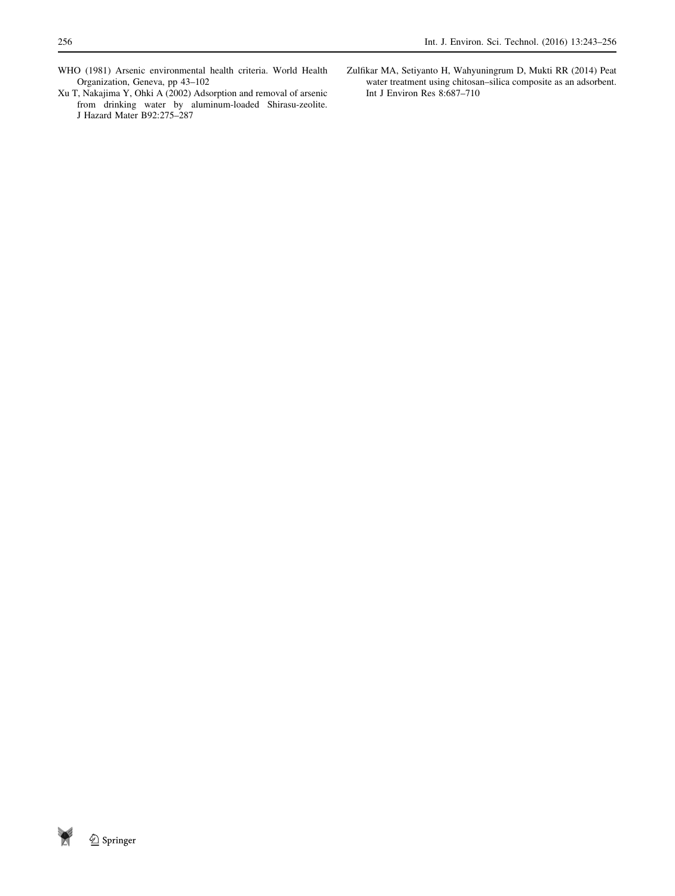WHO (1981) Arsenic environmental health criteria. World Health Organization, Geneva, pp 43–102

Xu T, Nakajima Y, Ohki A (2002) Adsorption and removal of arsenic from drinking water by aluminum-loaded Shirasu-zeolite. J Hazard Mater B92:275–287

Zulfikar MA, Setiyanto H, Wahyuningrum D, Mukti RR (2014) Peat water treatment using chitosan–silica composite as an adsorbent. Int J Environ Res 8:687–710